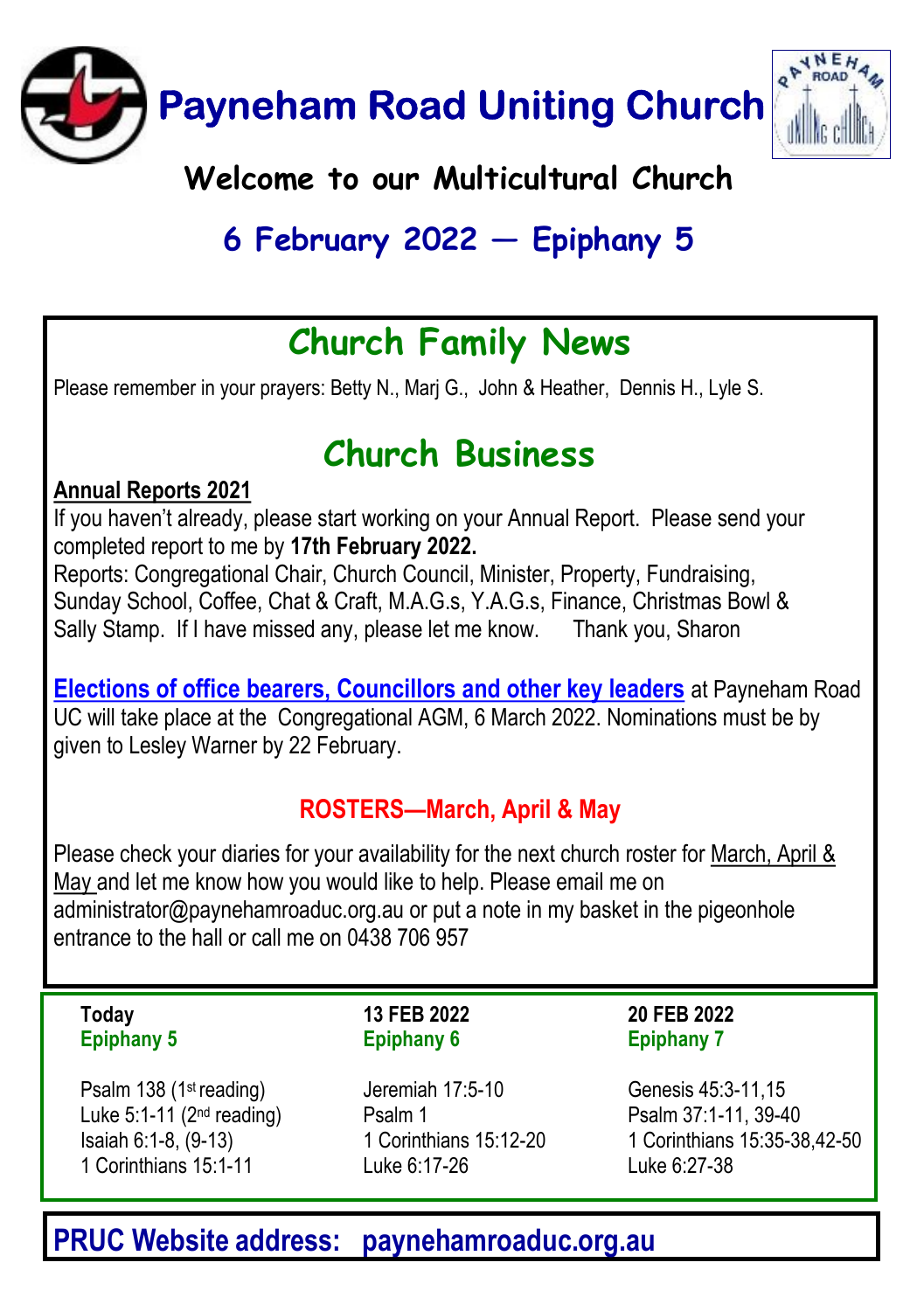# Payneham Road Uniting Church

## Welcome to our Multicultural Church

## 6 February 2022 — Epiphany 5

## Church Family News

Please remember in your prayers: Betty N., Marj G., John & Heather, Dennis H., Lyle S.

## Church Business

**Annual Reports 2021**

If you haven't already, please start working on your Annual Report. Please send your completed report to me by **17th February 2022.**

Reports: Congregational Chair, Church Council, Minister, Property, Fundraising, Sunday School, Coffee, Chat & Craft, M.A.G.s, Y.A.G.s, Finance, Christmas Bowl & Sally Stamp. If I have missed any, please let me know. Thank you, Sharon

**Elections of office bearers, Councillors and other key leaders** at Payneham Road UC will take place at the Congregational AGM, 6 March 2022. Nominations must be by given to Lesley Warner by 22 February.

### ROSTERS—March, April & May

Please check your diaries for your availability for the next church roster for March, April & May and let me know how you would like to help. Please email me on administrator@paynehamroaduc.org.au or put a note in my basket in the pigeonhole entrance to the hall or call me on 0438 706 957

| Today<br>Epiphany 5 | 13 FEB 2022<br>Epiphany 6 | 20 FEB 2022<br>Epiphany 7 |
|---|---|---|
| Psalm 138 (1st reading) | Jeremiah 17:5-10 | Genesis 45:3-11,15 |
| Luke 5:1-11 (2nd reading) | Psalm 1 | Psalm 37:1-11, 39-40 |
| Isaiah 6:1-8, (9-13) | 1 Corinthians 15:12-20 | 1 Corinthians 15:35-38,42-50 |
| 1 Corinthians 15:1-11 | Luke 6:17-26 | Luke 6:27-38 |

**PRUC Website address: paynehamroaduc.org.au**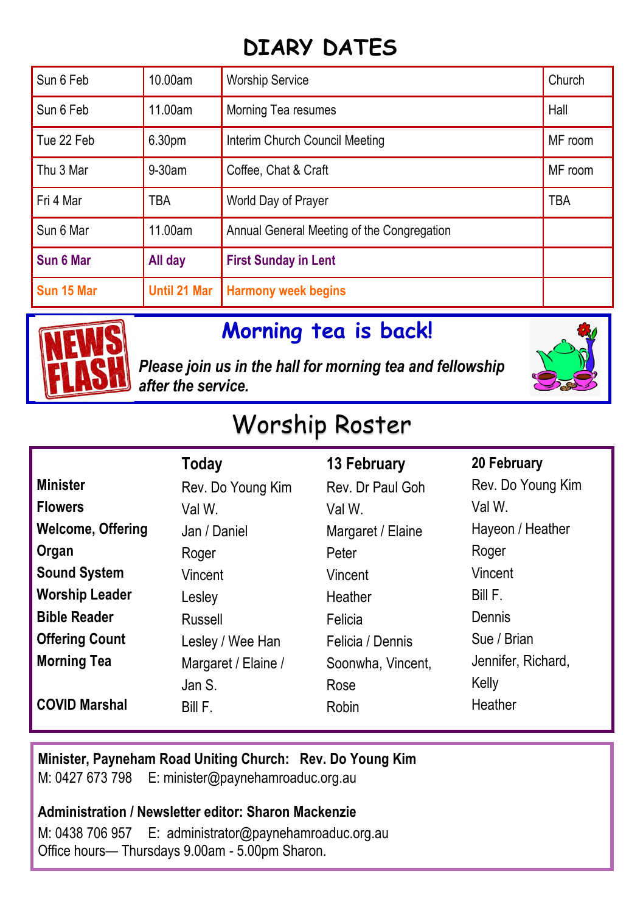# DIARY DATES

| | | | |
|---|---|---|---|
| Sun 6 Feb | 10.00am | Worship Service | Church |
| Sun 6 Feb | 11.00am | Morning Tea resumes | Hall |
| Tue 22 Feb | 6.30pm | Interim Church Council Meeting | MF room |
| Thu 3 Mar | 9-30am | Coffee, Chat & Craft | MF room |
| Fri 4 Mar | TBA | World Day of Prayer | TBA |
| Sun 6 Mar | 11.00am | Annual General Meeting of the Congregation | |
| **Sun 6 Mar** | **All day** | **First Sunday in Lent** | |
| **Sun 15 Mar** | **Until 21 Mar** | **Harmony week begins** | |

NEWS FLASH

## Morning tea is back!

***Please join us in the hall for morning tea and fellowship after the service.***

# Worship Roster

| | Today | 13 February | 20 February |
|---|---|---|---|
| **Minister** | Rev. Do Young Kim | Rev. Dr Paul Goh | Rev. Do Young Kim |
| **Flowers** | Val W. | Val W. | Val W. |
| **Welcome, Offering** | Jan / Daniel | Margaret / Elaine | Hayeon / Heather |
| **Organ** | Roger | Peter | Roger |
| **Sound System** | Vincent | Vincent | Vincent |
| **Worship Leader** | Lesley | Heather | Bill F. |
| **Bible Reader** | Russell | Felicia | Dennis |
| **Offering Count** | Lesley / Wee Han | Felicia / Dennis | Sue / Brian |
| **Morning Tea** | Margaret / Elaine / Jan S. | Soonwha, Vincent, Rose | Jennifer, Richard, Kelly |
| **COVID Marshal** | Bill F. | Robin | Heather |

**Minister, Payneham Road Uniting Church: Rev. Do Young Kim**
M: 0427 673 798 E: minister@paynehamroaduc.org.au

**Administration / Newsletter editor: Sharon Mackenzie**
M: 0438 706 957 E: administrator@paynehamroaduc.org.au
Office hours— Thursdays 9.00am - 5.00pm Sharon.